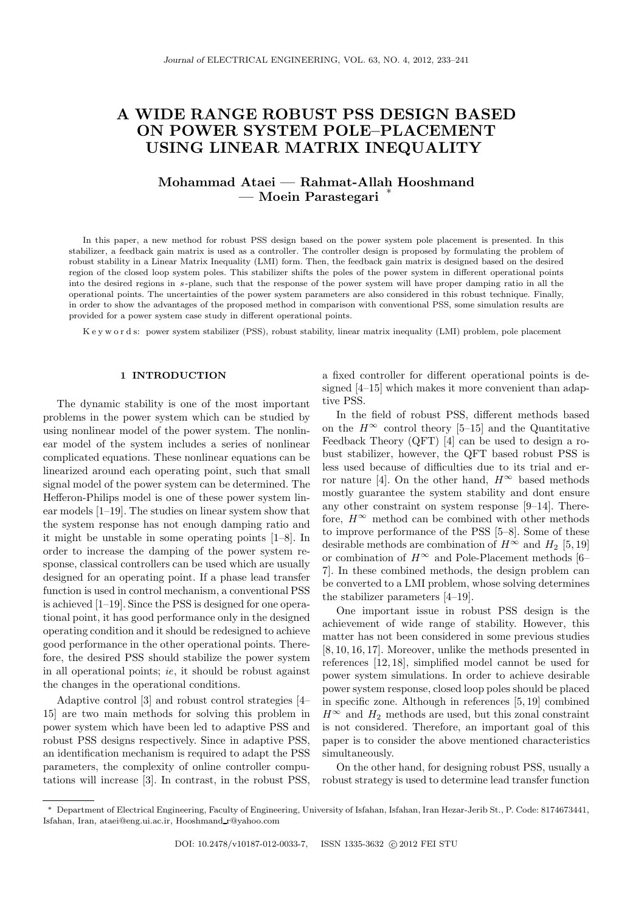# A WIDE RANGE ROBUST PSS DESIGN BASED ON POWER SYSTEM POLE–PLACEMENT USING LINEAR MATRIX INEQUALITY

**Mohammad Ataei — Rahmat-Allah Hooshmand — Moein Parastegari** *

In this paper, a new method for robust PSS design based on the power system pole placement is presented. In this stabilizer, a feedback gain matrix is used as a controller. The controller design is proposed by formulating the problem of robust stability in a Linear Matrix Inequality (LMI) form. Then, the feedback gain matrix is designed based on the desired region of the closed loop system poles. This stabilizer shifts the poles of the power system in different operational points into the desired regions in $s$-plane, such that the response of the power system will have proper damping ratio in all the operational points. The uncertainties of the power system parameters are also considered in this robust technique. Finally, in order to show the advantages of the proposed method in comparison with conventional PSS, some simulation results are provided for a power system case study in different operational points.

K e y w o r d s: power system stabilizer (PSS), robust stability, linear matrix inequality (LMI) problem, pole placement

## 1 INTRODUCTION

The dynamic stability is one of the most important problems in the power system which can be studied by using nonlinear model of the power system. The nonlinear model of the system includes a series of nonlinear complicated equations. These nonlinear equations can be linearized around each operating point, such that small signal model of the power system can be determined. The Hefferon-Philips model is one of these power system linear models [1–19]. The studies on linear system show that the system response has not enough damping ratio and it might be unstable in some operating points [1–8]. In order to increase the damping of the power system response, classical controllers can be used which are usually designed for an operating point. If a phase lead transfer function is used in control mechanism, a conventional PSS is achieved [1–19]. Since the PSS is designed for one operational point, it has good performance only in the designed operating condition and it should be redesigned to achieve good performance in the other operational points. Therefore, the desired PSS should stabilize the power system in all operational points; *ie*, it should be robust against the changes in the operational conditions.

Adaptive control [3] and robust control strategies [4–15] are two main methods for solving this problem in power system which have been led to adaptive PSS and robust PSS designs respectively. Since in adaptive PSS, an identification mechanism is required to adapt the PSS parameters, the complexity of online controller computations will increase [3]. In contrast, in the robust PSS, a fixed controller for different operational points is designed [4–15] which makes it more convenient than adaptive PSS.

In the field of robust PSS, different methods based on the $H^\infty$ control theory [5–15] and the Quantitative Feedback Theory (QFT) [4] can be used to design a robust stabilizer, however, the QFT based robust PSS is less used because of difficulties due to its trial and error nature [4]. On the other hand, $H^\infty$ based methods mostly guarantee the system stability and dont ensure any other constraint on system response [9–14]. Therefore, $H^\infty$ method can be combined with other methods to improve performance of the PSS [5–8]. Some of these desirable methods are combination of $H^\infty$ and $H_2$ [5, 19] or combination of $H^\infty$ and Pole-Placement methods [6–7]. In these combined methods, the design problem can be converted to a LMI problem, whose solving determines the stabilizer parameters [4–19].

One important issue in robust PSS design is the achievement of wide range of stability. However, this matter has not been considered in some previous studies [8, 10, 16, 17]. Moreover, unlike the methods presented in references [12, 18], simplified model cannot be used for power system simulations. In order to achieve desirable power system response, closed loop poles should be placed in specific zone. Although in references [5, 19] combined $H^\infty$ and $H_2$ methods are used, but this zonal constraint is not considered. Therefore, an important goal of this paper is to consider the above mentioned characteristics simultaneously.

On the other hand, for designing robust PSS, usually a robust strategy is used to determine lead transfer function

---

* Department of Electrical Engineering, Faculty of Engineering, University of Isfahan, Isfahan, Iran Hezar-Jerib St., P. Code: 8174673441, Isfahan, Iran, ataei@eng.ui.ac.ir, Hooshmand_r@yahoo.com

DOI: 10.2478/v10187-012-0033-7, ISSN 1335-3632 © 2012 FEI STU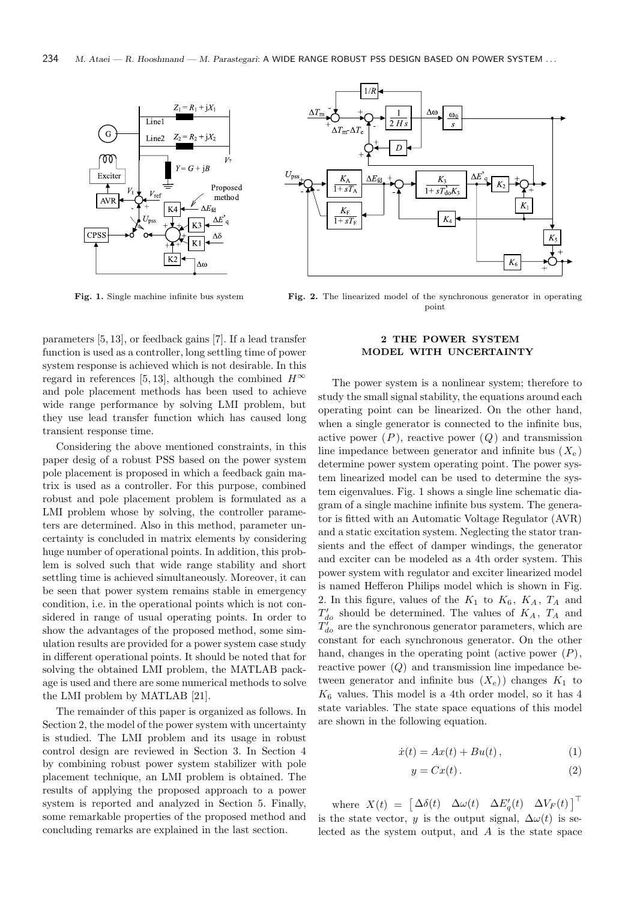**Fig. 1.** Single machine infinite bus system

**Fig. 2.** The linearized model of the synchronous generator in operating point

parameters [5, 13], or feedback gains [7]. If a lead transfer function is used as a controller, long settling time of power system response is achieved which is not desirable. In this regard in references [5, 13], although the combined $H^{\infty}$ and pole placement methods has been used to achieve wide range performance by solving LMI problem, but they use lead transfer function which has caused long transient response time.

Considering the above mentioned constraints, in this paper desig of a robust PSS based on the power system pole placement is proposed in which a feedback gain matrix is used as a controller. For this purpose, combined robust and pole placement problem is formulated as a LMI problem whose by solving, the controller parameters are determined. Also in this method, parameter uncertainty is concluded in matrix elements by considering huge number of operational points. In addition, this problem is solved such that wide range stability and short settling time is achieved simultaneously. Moreover, it can be seen that power system remains stable in emergency condition, i.e. in the operational points which is not considered in range of usual operating points. In order to show the advantages of the proposed method, some simulation results are provided for a power system case study in different operational points. It should be noted that for solving the obtained LMI problem, the MATLAB package is used and there are some numerical methods to solve the LMI problem by MATLAB [21].

The remainder of this paper is organized as follows. In Section 2, the model of the power system with uncertainty is studied. The LMI problem and its usage in robust control design are reviewed in Section 3. In Section 4 by combining robust power system stabilizer with pole placement technique, an LMI problem is obtained. The results of applying the proposed approach to a power system is reported and analyzed in Section 5. Finally, some remarkable properties of the proposed method and concluding remarks are explained in the last section.

## 2 THE POWER SYSTEM MODEL WITH UNCERTAINTY

The power system is a nonlinear system; therefore to study the small signal stability, the equations around each operating point can be linearized. On the other hand, when a single generator is connected to the infinite bus, active power ($P$), reactive power ($Q$) and transmission line impedance between generator and infinite bus ($X_e$) determine power system operating point. The power system linearized model can be used to determine the system eigenvalues. Fig. 1 shows a single line schematic diagram of a single machine infinite bus system. The generator is fitted with an Automatic Voltage Regulator (AVR) and a static excitation system. Neglecting the stator transients and the effect of damper windings, the generator and exciter can be modeled as a 4th order system. This power system with regulator and exciter linearized model is named Hefferon Philips model which is shown in Fig. 2. In this figure, values of the $K_1$ to $K_6$, $K_A$, $T_A$ and $T'_{do}$ should be determined. The values of $K_A$, $T_A$ and $T'_{do}$ are the synchronous generator parameters, which are constant for each synchronous generator. On the other hand, changes in the operating point (active power ($P$), reactive power ($Q$) and transmission line impedance between generator and infinite bus ($X_e$)) changes $K_1$ to $K_6$ values. This model is a 4th order model, so it has 4 state variables. The state space equations of this model are shown in the following equation.

$$\dot{x}(t) = Ax(t) + Bu(t)\,, \tag{1}$$

$$y = Cx(t)\,. \tag{2}$$

where $X(t) = \begin{bmatrix} \Delta\delta(t) & \Delta\omega(t) & \Delta E'_q(t) & \Delta V_F(t) \end{bmatrix}^{\top}$ is the state vector, $y$ is the output signal, $\Delta\omega(t)$ is selected as the system output, and $A$ is the state space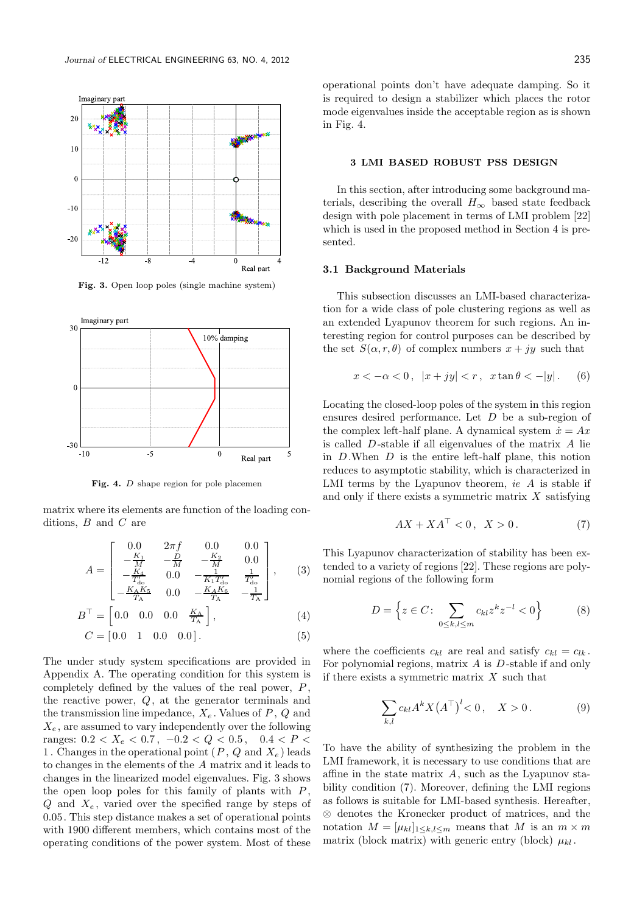Fig. 3. Open loop poles (single machine system)

Fig. 4. $D$ shape region for pole placemen

matrix where its elements are function of the loading conditions, $B$ and $C$ are

$$A = \begin{bmatrix} 0.0 & 2\pi f & 0.0 & 0.0 \\ -\frac{K_1}{M} & -\frac{D}{M} & -\frac{K_2}{M} & 0.0 \\ -\frac{K_4}{T'_{\rm do}} & 0.0 & -\frac{1}{K_1 T'_{\rm do}} & \frac{1}{T'_{\rm do}} \\ -\frac{K_A K_5}{T_A} & 0.0 & -\frac{K_A K_6}{T_A} & -\frac{1}{T_A} \end{bmatrix}, \tag{3}$$

$$B^\top = \begin{bmatrix} 0.0 & 0.0 & 0.0 & \frac{K_A}{T_A} \end{bmatrix}, \tag{4}$$

$$C = \begin{bmatrix} 0.0 & 1 & 0.0 & 0.0 \end{bmatrix}. \tag{5}$$

The under study system specifications are provided in Appendix A. The operating condition for this system is completely defined by the values of the real power, $P$, the reactive power, $Q$, at the generator terminals and the transmission line impedance, $X_e$. Values of $P$, $Q$ and $X_e$, are assumed to vary independently over the following ranges: $0.2 < X_e < 0.7$, $-0.2 < Q < 0.5$, $0.4 < P < 1$. Changes in the operational point ($P$, $Q$ and $X_e$) leads to changes in the elements of the $A$ matrix and it leads to changes in the linearized model eigenvalues. Fig. 3 shows the open loop poles for this family of plants with $P$, $Q$ and $X_e$, varied over the specified range by steps of $0.05$. This step distance makes a set of operational points with 1900 different members, which contains most of the operating conditions of the power system. Most of these operational points don't have adequate damping. So it is required to design a stabilizer which places the rotor mode eigenvalues inside the acceptable region as is shown in Fig. 4.

## 3 LMI BASED ROBUST PSS DESIGN

In this section, after introducing some background materials, describing the overall $H_\infty$ based state feedback design with pole placement in terms of LMI problem [22] which is used in the proposed method in Section 4 is presented.

### 3.1 Background Materials

This subsection discusses an LMI-based characterization for a wide class of pole clustering regions as well as an extended Lyapunov theorem for such regions. An interesting region for control purposes can be described by the set $S(\alpha, r, \theta)$ of complex numbers $x + jy$ such that

$$x < -\alpha < 0, \quad |x + jy| < r, \quad x \tan\theta < -|y|. \tag{6}$$

Locating the closed-loop poles of the system in this region ensures desired performance. Let $D$ be a sub-region of the complex left-half plane. A dynamical system $\dot{x} = Ax$ is called $D$-stable if all eigenvalues of the matrix $A$ lie in $D$. When $D$ is the entire left-half plane, this notion reduces to asymptotic stability, which is characterized in LMI terms by the Lyapunov theorem, *ie* $A$ is stable if and only if there exists a symmetric matrix $X$ satisfying

$$AX + XA^\top < 0, \quad X > 0. \tag{7}$$

This Lyapunov characterization of stability has been extended to a variety of regions [22]. These regions are polynomial regions of the following form

$$D = \Big\{ z \in C\colon \sum_{0 \le k,l \le m} c_{kl} z^k z^{-l} < 0 \Big\} \tag{8}$$

where the coefficients $c_{kl}$ are real and satisfy $c_{kl} = c_{lk}$. For polynomial regions, matrix $A$ is $D$-stable if and only if there exists a symmetric matrix $X$ such that

$$\sum_{k,l} c_{kl} A^k X \big(A^\top\big)^l < 0, \quad X > 0. \tag{9}$$

To have the ability of synthesizing the problem in the LMI framework, it is necessary to use conditions that are affine in the state matrix $A$, such as the Lyapunov stability condition (7). Moreover, defining the LMI regions as follows is suitable for LMI-based synthesis. Hereafter, $\otimes$ denotes the Kronecker product of matrices, and the notation $M = [\mu_{kl}]_{1 \le k,l \le m}$ means that $M$ is an $m \times m$ matrix (block matrix) with generic entry (block) $\mu_{kl}$.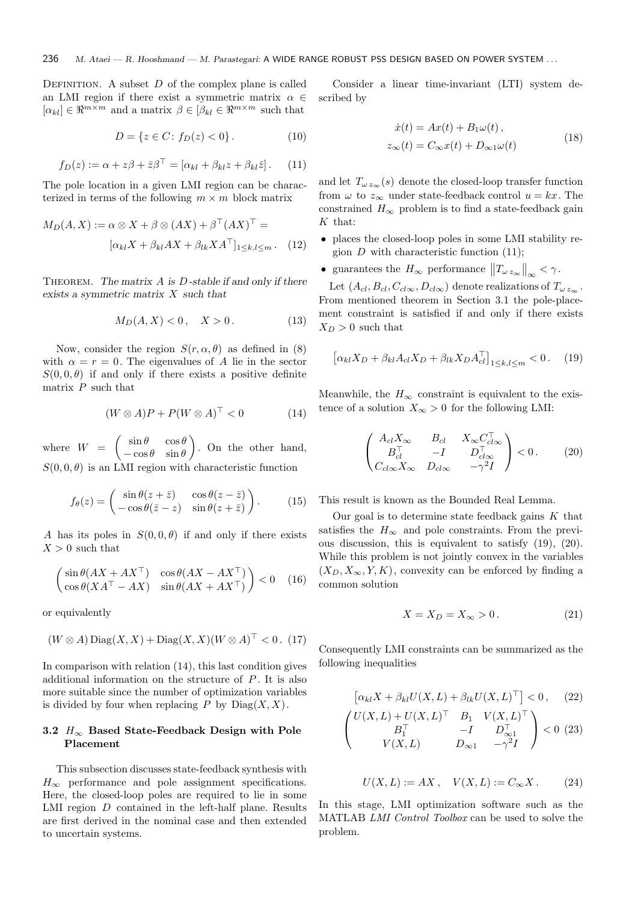DEFINITION. A subset $D$ of the complex plane is called an LMI region if there exist a symmetric matrix $\alpha \in [\alpha_{kl}] \in \Re^{m\times m}$ and a matrix $\beta \in [\beta_{kl} \in \Re^{m\times m}$ such that

$$D = \{z \in C \colon f_D(z) < 0\} . \tag{10}$$

$$f_D(z) := \alpha + z\beta + \bar{z}\beta^\top = [\alpha_{kl} + \beta_{kl} z + \beta_{kl}\bar{z}] . \tag{11}$$

The pole location in a given LMI region can be characterized in terms of the following $m \times m$ block matrix

$$M_D(A, X) := \alpha \otimes X + \beta \otimes (AX) + \beta^\top (AX)^\top = [\alpha_{kl} X + \beta_{kl} AX + \beta_{lk} X A^\top]_{1\le k,l\le m} . \tag{12}$$

THEOREM. *The matrix $A$ is $D$-stable if and only if there exists a symmetric matrix $X$ such that*

$$M_D(A, X) < 0 , \quad X > 0 . \tag{13}$$

Now, consider the region $S(r, \alpha, \theta)$ as defined in (8) with $\alpha = r = 0$. The eigenvalues of $A$ lie in the sector $S(0, 0, \theta)$ if and only if there exists a positive definite matrix $P$ such that

$$(W \otimes A)P + P(W \otimes A)^\top < 0 \tag{14}$$

where $W = \begin{pmatrix} \sin\theta & \cos\theta \\ -\cos\theta & \sin\theta \end{pmatrix}$. On the other hand, $S(0, 0, \theta)$ is an LMI region with characteristic function

$$f_\theta(z) = \begin{pmatrix} \sin\theta(z+\bar{z}) & \cos\theta(z-\bar{z}) \\ -\cos\theta(\bar{z}-z) & \sin\theta(z+\bar{z}) \end{pmatrix} . \tag{15}$$

$A$ has its poles in $S(0, 0, \theta)$ if and only if there exists $X > 0$ such that

$$\begin{pmatrix} \sin\theta(AX + AX^\top) & \cos\theta(AX - AX^\top) \\ \cos\theta(XA^\top - AX) & \sin\theta(AX + AX^\top) \end{pmatrix} < 0 \tag{16}$$

or equivalently

$$(W \otimes A)\,\mathrm{Diag}(X, X) + \mathrm{Diag}(X, X)(W \otimes A)^\top < 0 . \tag{17}$$

In comparison with relation (14), this last condition gives additional information on the structure of $P$. It is also more suitable since the number of optimization variables is divided by four when replacing $P$ by $\mathrm{Diag}(X, X)$.

### 3.2 $H_\infty$ Based State-Feedback Design with Pole Placement

This subsection discusses state-feedback synthesis with $H_\infty$ performance and pole assignment specifications. Here, the closed-loop poles are required to lie in some LMI region $D$ contained in the left-half plane. Results are first derived in the nominal case and then extended to uncertain systems.

Consider a linear time-invariant (LTI) system described by

$$\begin{aligned} \dot{x}(t) &= Ax(t) + B_1\omega(t) , \\ z_\infty(t) &= C_\infty x(t) + D_{\infty 1}\omega(t) \end{aligned} \tag{18}$$

and let $T_{\omega z_\infty}(s)$ denote the closed-loop transfer function from $\omega$ to $z_\infty$ under state-feedback control $u = kx$. The constrained $H_\infty$ problem is to find a state-feedback gain $K$ that:

- places the closed-loop poles in some LMI stability region $D$ with characteristic function (11);
- guarantees the $H_\infty$ performance $\left\|T_{\omega z_\infty}\right\|_\infty < \gamma$.

Let $(A_{cl}, B_{cl}, C_{cl\infty}, D_{cl\infty})$ denote realizations of $T_{\omega z_\infty}$. From mentioned theorem in Section 3.1 the pole-placement constraint is satisfied if and only if there exists $X_D > 0$ such that

$$\left[\alpha_{kl} X_D + \beta_{kl} A_{cl} X_D + \beta_{lk} X_D A_{cl}^\top\right]_{1\le k,l\le m} < 0 . \tag{19}$$

Meanwhile, the $H_\infty$ constraint is equivalent to the existence of a solution $X_\infty > 0$ for the following LMI:

$$\begin{pmatrix} A_{cl} X_\infty & B_{cl} & X_\infty C_{cl\infty}^\top \\ B_{cl}^\top & -I & D_{cl\infty}^\top \\ C_{cl\infty} X_\infty & D_{cl\infty} & -\gamma^2 I \end{pmatrix} < 0 . \tag{20}$$

This result is known as the Bounded Real Lemma.

Our goal is to determine state feedback gains $K$ that satisfies the $H_\infty$ and pole constraints. From the previous discussion, this is equivalent to satisfy (19), (20). While this problem is not jointly convex in the variables $(X_D, X_\infty, Y, K)$, convexity can be enforced by finding a common solution

$$X = X_D = X_\infty > 0 . \tag{21}$$

Consequently LMI constraints can be summarized as the following inequalities

$$\left[\alpha_{kl} X + \beta_{kl} U(X, L) + \beta_{lk} U(X, L)^\top\right] < 0 , \tag{22}$$

$$\begin{pmatrix} U(X, L) + U(X, L)^\top & B_1 & V(X, L)^\top \\ B_1^\top & -I & D_{\infty 1}^\top \\ V(X, L) & D_{\infty 1} & -\gamma^2 I \end{pmatrix} < 0 \tag{23}$$

$$U(X, L) := AX , \quad V(X, L) := C_\infty X . \tag{24}$$

In this stage, LMI optimization software such as the MATLAB *LMI Control Toolbox* can be used to solve the problem.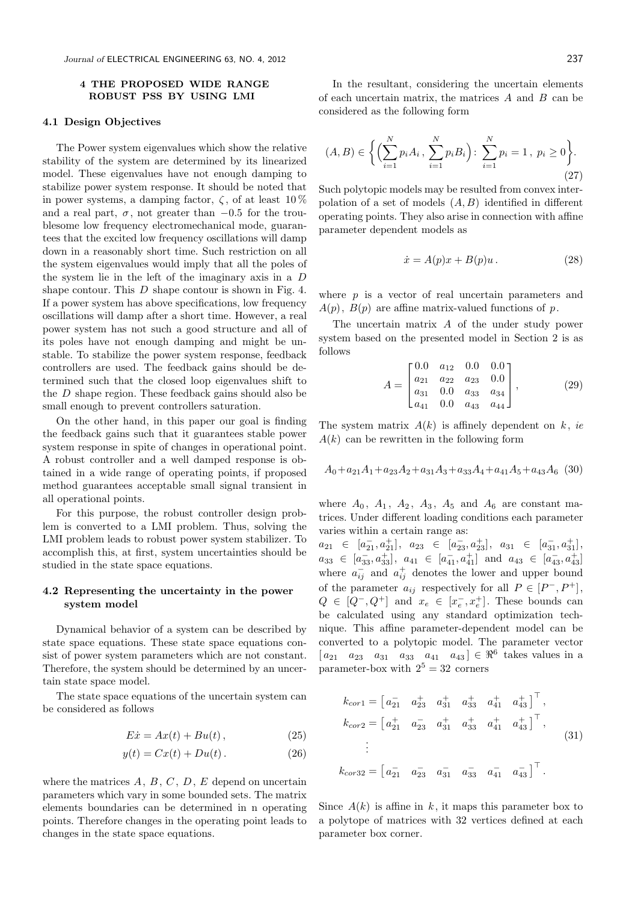## 4 THE PROPOSED WIDE RANGE ROBUST PSS BY USING LMI

### 4.1 Design Objectives

The Power system eigenvalues which show the relative stability of the system are determined by its linearized model. These eigenvalues have not enough damping to stabilize power system response. It should be noted that in power systems, a damping factor, $\zeta$, of at least 10 % and a real part, $\sigma$, not greater than $-0.5$ for the troublesome low frequency electromechanical mode, guarantees that the excited low frequency oscillations will damp down in a reasonably short time. Such restriction on all the system eigenvalues would imply that all the poles of the system lie in the left of the imaginary axis in a $D$ shape contour. This $D$ shape contour is shown in Fig. 4. If a power system has above specifications, low frequency oscillations will damp after a short time. However, a real power system has not such a good structure and all of its poles have not enough damping and might be unstable. To stabilize the power system response, feedback controllers are used. The feedback gains should be determined such that the closed loop eigenvalues shift to the $D$ shape region. These feedback gains should also be small enough to prevent controllers saturation.

On the other hand, in this paper our goal is finding the feedback gains such that it guarantees stable power system response in spite of changes in operational point. A robust controller and a well damped response is obtained in a wide range of operating points, if proposed method guarantees acceptable small signal transient in all operational points.

For this purpose, the robust controller design problem is converted to a LMI problem. Thus, solving the LMI problem leads to robust power system stabilizer. To accomplish this, at first, system uncertainties should be studied in the state space equations.

### 4.2 Representing the uncertainty in the power system model

Dynamical behavior of a system can be described by state space equations. These state space equations consist of power system parameters which are not constant. Therefore, the system should be determined by an uncertain state space model.

The state space equations of the uncertain system can be considered as follows

$$E\dot{x} = Ax(t) + Bu(t)\,, \tag{25}$$

$$y(t) = Cx(t) + Du(t)\,. \tag{26}$$

where the matrices $A$, $B$, $C$, $D$, $E$ depend on uncertain parameters which vary in some bounded sets. The matrix elements boundaries can be determined in n operating points. Therefore changes in the operating point leads to changes in the state space equations.

In the resultant, considering the uncertain elements of each uncertain matrix, the matrices $A$ and $B$ can be considered as the following form

$$(A,B) \in \left\{ \Big(\sum_{i=1}^{N} p_i A_i\,,\, \sum_{i=1}^{N} p_i B_i\Big) \colon\, \sum_{i=1}^{N} p_i = 1\,,\; p_i \geq 0 \right\}. \tag{27}$$

Such polytopic models may be resulted from convex interpolation of a set of models $(A,B)$ identified in different operating points. They also arise in connection with affine parameter dependent models as

$$\dot{x} = A(p)x + B(p)u\,. \tag{28}$$

where $p$ is a vector of real uncertain parameters and $A(p)$, $B(p)$ are affine matrix-valued functions of $p$.

The uncertain matrix $A$ of the under study power system based on the presented model in Section 2 is as follows

$$A = \begin{bmatrix} 0.0 & a_{12} & 0.0 & 0.0 \\ a_{21} & a_{22} & a_{23} & 0.0 \\ a_{31} & 0.0 & a_{33} & a_{34} \\ a_{41} & 0.0 & a_{43} & a_{44} \end{bmatrix}, \tag{29}$$

The system matrix $A(k)$ is affinely dependent on $k$, *ie* $A(k)$ can be rewritten in the following form

$$A_0 + a_{21}A_1 + a_{23}A_2 + a_{31}A_3 + a_{33}A_4 + a_{41}A_5 + a_{43}A_6 \tag{30}$$

where $A_0$, $A_1$, $A_2$, $A_3$, $A_5$ and $A_6$ are constant matrices. Under different loading conditions each parameter varies within a certain range as:
$a_{21} \in [a_{21}^-, a_{21}^+]$, $a_{23} \in [a_{23}^-, a_{23}^+]$, $a_{31} \in [a_{31}^-, a_{31}^+]$, $a_{33} \in [a_{33}^-, a_{33}^+]$, $a_{41} \in [a_{41}^-, a_{41}^+]$ and $a_{43} \in [a_{43}^-, a_{43}^+]$ where $a_{ij}^-$ and $a_{ij}^+$ denotes the lower and upper bound of the parameter $a_{ij}$ respectively for all $P \in [P^-, P^+]$, $Q \in [Q^-, Q^+]$ and $x_e \in [x_e^-, x_e^+]$. These bounds can be calculated using any standard optimization technique. This affine parameter-dependent model can be converted to a polytopic model. The parameter vector $[\,a_{21} \;\; a_{23} \;\; a_{31} \;\; a_{33} \;\; a_{41} \;\; a_{43}\,] \in \Re^6$ takes values in a parameter-box with $2^5 = 32$ corners

$$\begin{aligned}
k_{cor1} &= \left[\, a_{21}^- \;\; a_{23}^+ \;\; a_{31}^+ \;\; a_{33}^+ \;\; a_{41}^+ \;\; a_{43}^+ \,\right]^\top, \\
k_{cor2} &= \left[\, a_{21}^+ \;\; a_{23}^- \;\; a_{31}^+ \;\; a_{33}^+ \;\; a_{41}^+ \;\; a_{43}^+ \,\right]^\top, \\
&\;\;\vdots \\
k_{cor32} &= \left[\, a_{21}^- \;\; a_{23}^- \;\; a_{31}^- \;\; a_{33}^- \;\; a_{41}^- \;\; a_{43}^- \,\right]^\top.
\end{aligned} \tag{31}$$

Since $A(k)$ is affine in $k$, it maps this parameter box to a polytope of matrices with 32 vertices defined at each parameter box corner.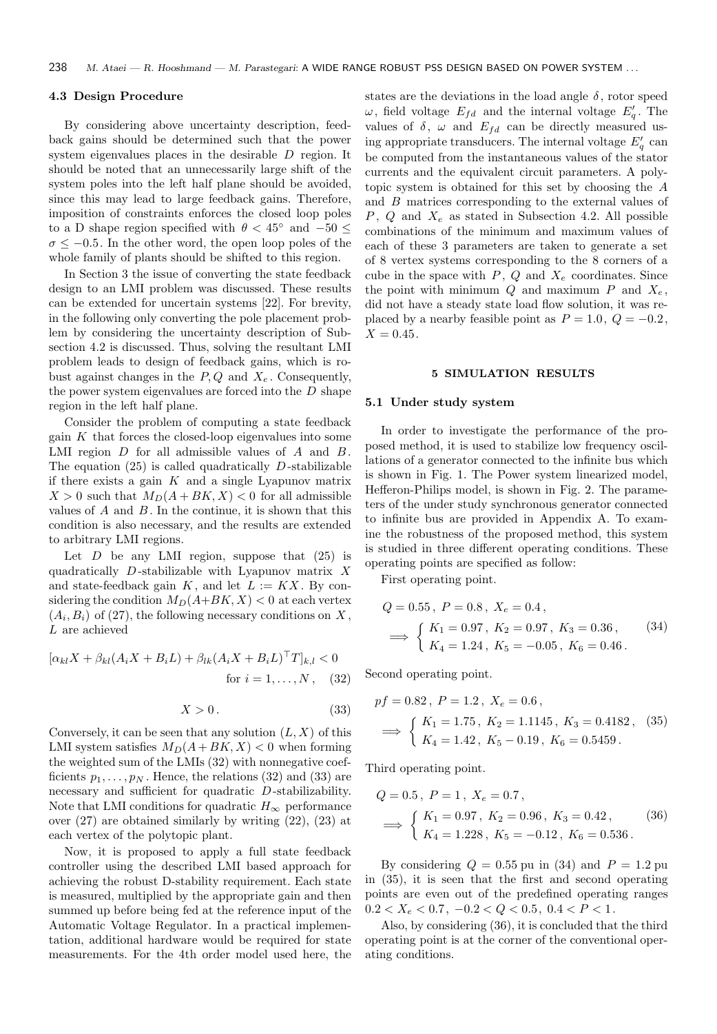### 4.3 Design Procedure

By considering above uncertainty description, feedback gains should be determined such that the power system eigenvalues places in the desirable $D$ region. It should be noted that an unnecessarily large shift of the system poles into the left half plane should be avoided, since this may lead to large feedback gains. Therefore, imposition of constraints enforces the closed loop poles to a D shape region specified with $\theta < 45^\circ$ and $-50 \leq \sigma \leq -0.5$. In the other word, the open loop poles of the whole family of plants should be shifted to this region.

In Section 3 the issue of converting the state feedback design to an LMI problem was discussed. These results can be extended for uncertain systems [22]. For brevity, in the following only converting the pole placement problem by considering the uncertainty description of Subsection 4.2 is discussed. Thus, solving the resultant LMI problem leads to design of feedback gains, which is robust against changes in the $P, Q$ and $X_e$. Consequently, the power system eigenvalues are forced into the $D$ shape region in the left half plane.

Consider the problem of computing a state feedback gain $K$ that forces the closed-loop eigenvalues into some LMI region $D$ for all admissible values of $A$ and $B$. The equation (25) is called quadratically $D$-stabilizable if there exists a gain $K$ and a single Lyapunov matrix $X > 0$ such that $M_D(A+BK, X) < 0$ for all admissible values of $A$ and $B$. In the continue, it is shown that this condition is also necessary, and the results are extended to arbitrary LMI regions.

Let $D$ be any LMI region, suppose that (25) is quadratically $D$-stabilizable with Lyapunov matrix $X$ and state-feedback gain $K$, and let $L := KX$. By considering the condition $M_D(A+BK, X) < 0$ at each vertex $(A_i, B_i)$ of (27), the following necessary conditions on $X$, $L$ are achieved

$$[\alpha_{kl}X + \beta_{kl}(A_iX + B_iL) + \beta_{lk}(A_iX + B_iL)^\top T]_{k,l} < 0 \quad \text{for } i = 1, \dots, N, \tag{32}$$

$$X > 0\,. \tag{33}$$

Conversely, it can be seen that any solution $(L, X)$ of this LMI system satisfies $M_D(A+BK, X) < 0$ when forming the weighted sum of the LMIs (32) with nonnegative coefficients $p_1, \dots, p_N$. Hence, the relations (32) and (33) are necessary and sufficient for quadratic $D$-stabilizability. Note that LMI conditions for quadratic $H_\infty$ performance over (27) are obtained similarly by writing (22), (23) at each vertex of the polytopic plant.

Now, it is proposed to apply a full state feedback controller using the described LMI based approach for achieving the robust D-stability requirement. Each state is measured, multiplied by the appropriate gain and then summed up before being fed at the reference input of the Automatic Voltage Regulator. In a practical implementation, additional hardware would be required for state measurements. For the 4th order model used here, the states are the deviations in the load angle $\delta$, rotor speed $\omega$, field voltage $E_{fd}$ and the internal voltage $E'_q$. The values of $\delta$, $\omega$ and $E_{fd}$ can be directly measured using appropriate transducers. The internal voltage $E'_q$ can be computed from the instantaneous values of the stator currents and the equivalent circuit parameters. A polytopic system is obtained for this set by choosing the $A$ and $B$ matrices corresponding to the external values of $P$, $Q$ and $X_e$ as stated in Subsection 4.2. All possible combinations of the minimum and maximum values of each of these 3 parameters are taken to generate a set of 8 vertex systems corresponding to the 8 corners of a cube in the space with $P$, $Q$ and $X_e$ coordinates. Since the point with minimum $Q$ and maximum $P$ and $X_e$, did not have a steady state load flow solution, it was replaced by a nearby feasible point as $P = 1.0$, $Q = -0.2$, $X = 0.45$.

## 5 SIMULATION RESULTS

### 5.1 Under study system

In order to investigate the performance of the proposed method, it is used to stabilize low frequency oscillations of a generator connected to the infinite bus which is shown in Fig. 1. The Power system linearized model, Hefferon-Philips model, is shown in Fig. 2. The parameters of the under study synchronous generator connected to infinite bus are provided in Appendix A. To examine the robustness of the proposed method, this system is studied in three different operating conditions. These operating points are specified as follow:

First operating point.

$$Q = 0.55\,,\ P = 0.8\,,\ X_e = 0.4\,, \quad \Longrightarrow \begin{cases} K_1 = 0.97\,,\ K_2 = 0.97\,,\ K_3 = 0.36\,, \\ K_4 = 1.24\,,\ K_5 = -0.05\,,\ K_6 = 0.46\,. \end{cases} \tag{34}$$

Second operating point.

$$pf = 0.82\,,\ P = 1.2\,,\ X_e = 0.6\,, \quad \Longrightarrow \begin{cases} K_1 = 1.75\,,\ K_2 = 1.1145\,,\ K_3 = 0.4182\,, \\ K_4 = 1.42\,,\ K_5 - 0.19\,,\ K_6 = 0.5459\,. \end{cases} \tag{35}$$

Third operating point.

$$Q = 0.5\,,\ P = 1\,,\ X_e = 0.7\,, \quad \Longrightarrow \begin{cases} K_1 = 0.97\,,\ K_2 = 0.96\,,\ K_3 = 0.42\,, \\ K_4 = 1.228\,,\ K_5 = -0.12\,,\ K_6 = 0.536\,. \end{cases} \tag{36}$$

By considering $Q = 0.55$ pu in (34) and $P = 1.2$ pu in (35), it is seen that the first and second operating points are even out of the predefined operating ranges $0.2 < X_e < 0.7$, $-0.2 < Q < 0.5$, $0.4 < P < 1$.

Also, by considering (36), it is concluded that the third operating point is at the corner of the conventional operating conditions.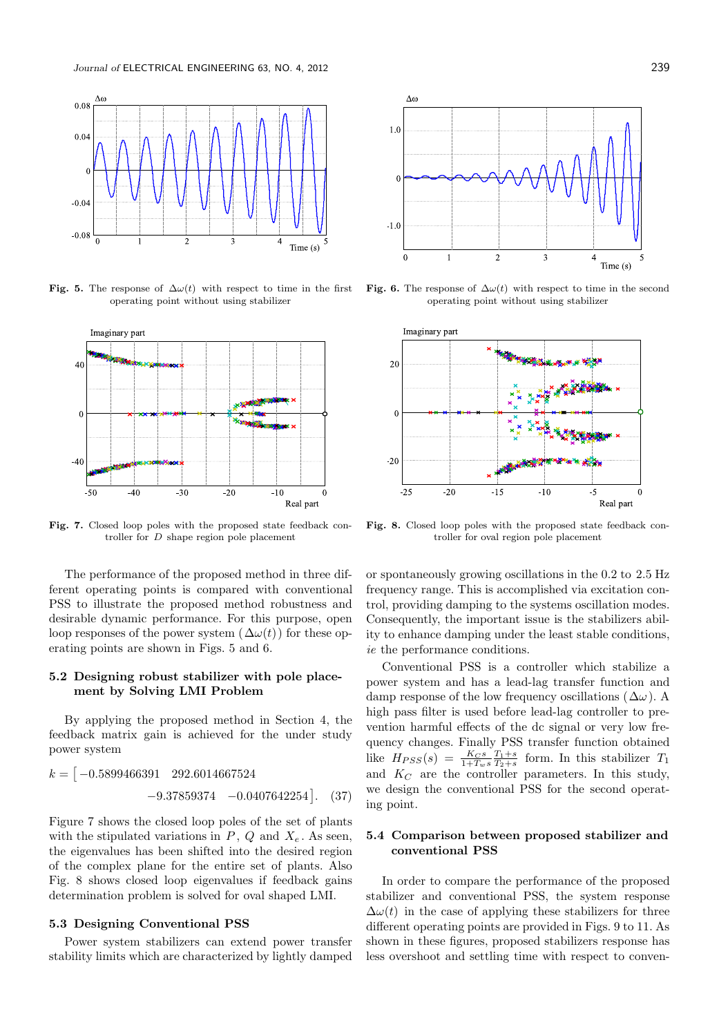Fig. 5. The response of $\Delta\omega(t)$ with respect to time in the first operating point without using stabilizer

Fig. 6. The response of $\Delta\omega(t)$ with respect to time in the second operating point without using stabilizer

Fig. 7. Closed loop poles with the proposed state feedback controller for $D$ shape region pole placement

Fig. 8. Closed loop poles with the proposed state feedback controller for oval region pole placement

The performance of the proposed method in three different operating points is compared with conventional PSS to illustrate the proposed method robustness and desirable dynamic performance. For this purpose, open loop responses of the power system ($\Delta\omega(t)$) for these operating points are shown in Figs. 5 and 6.

### 5.2 Designing robust stabilizer with pole placement by Solving LMI Problem

By applying the proposed method in Section 4, the feedback matrix gain is achieved for the under study power system

$$k = \begin{bmatrix} -0.5899466391 & 292.6014667524 \\ & -9.37859374 \quad -0.0407642254 \end{bmatrix}. \quad (37)$$

Figure 7 shows the closed loop poles of the set of plants with the stipulated variations in $P$, $Q$ and $X_e$. As seen, the eigenvalues has been shifted into the desired region of the complex plane for the entire set of plants. Also Fig. 8 shows closed loop eigenvalues if feedback gains determination problem is solved for oval shaped LMI.

### 5.3 Designing Conventional PSS

Power system stabilizers can extend power transfer stability limits which are characterized by lightly damped or spontaneously growing oscillations in the 0.2 to 2.5 Hz frequency range. This is accomplished via excitation control, providing damping to the systems oscillation modes. Consequently, the important issue is the stabilizers ability to enhance damping under the least stable conditions, *ie* the performance conditions.

Conventional PSS is a controller which stabilize a power system and has a lead-lag transfer function and damp response of the low frequency oscillations ($\Delta\omega$). A high pass filter is used before lead-lag controller to prevention harmful effects of the dc signal or very low frequency changes. Finally PSS transfer function obtained like $H_{PSS}(s) = \frac{K_C s}{1+T_w s}\frac{T_1+s}{T_2+s}$ form. In this stabilizer $T_1$ and $K_C$ are the controller parameters. In this study, we design the conventional PSS for the second operating point.

### 5.4 Comparison between proposed stabilizer and conventional PSS

In order to compare the performance of the proposed stabilizer and conventional PSS, the system response $\Delta\omega(t)$ in the case of applying these stabilizers for three different operating points are provided in Figs. 9 to 11. As shown in these figures, proposed stabilizers response has less overshoot and settling time with respect to conven-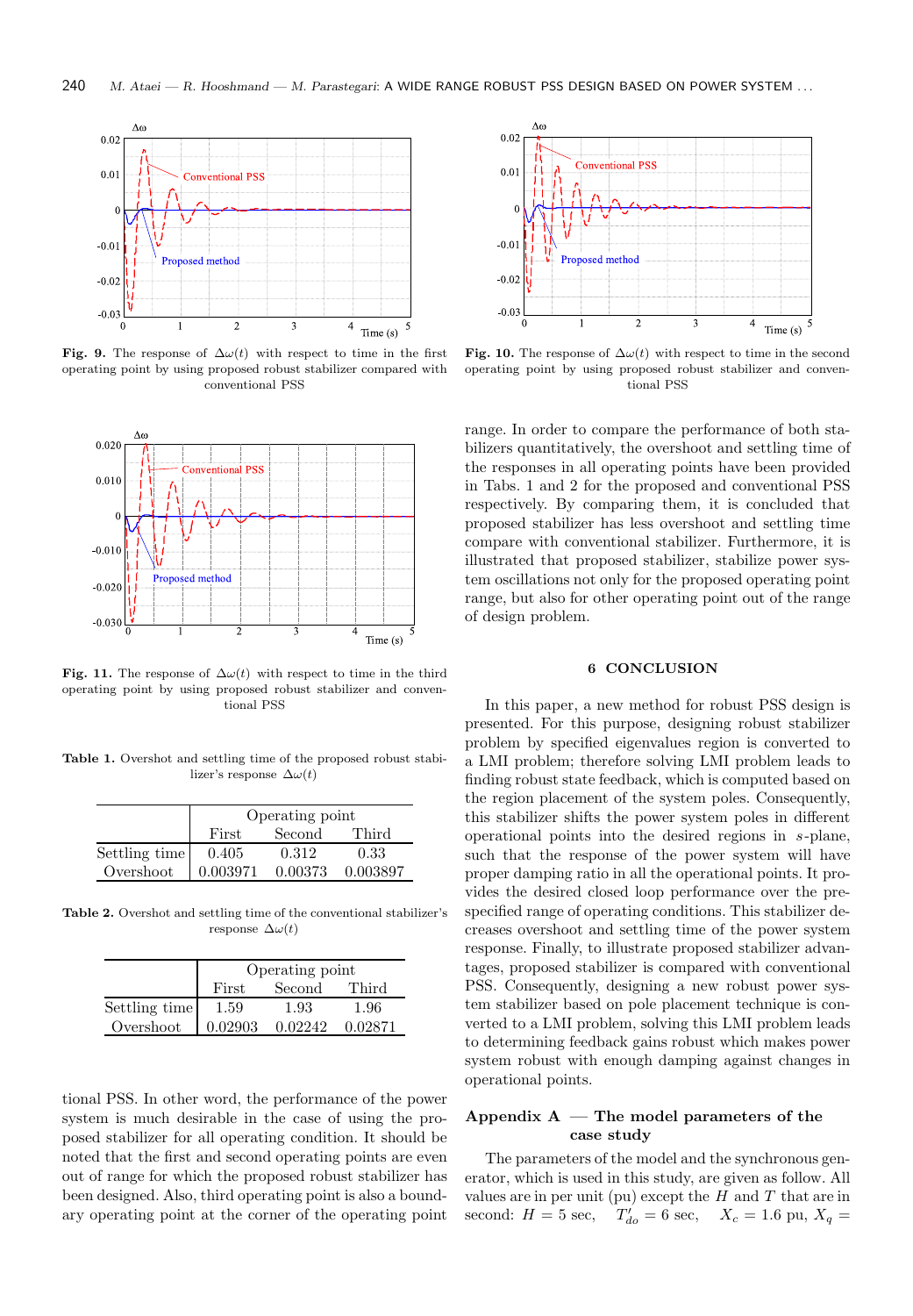**Fig. 9.** The response of $\Delta\omega(t)$ with respect to time in the first operating point by using proposed robust stabilizer compared with conventional PSS

**Fig. 10.** The response of $\Delta\omega(t)$ with respect to time in the second operating point by using proposed robust stabilizer and conventional PSS

**Fig. 11.** The response of $\Delta\omega(t)$ with respect to time in the third operating point by using proposed robust stabilizer and conventional PSS

**Table 1.** Overshot and settling time of the proposed robust stabilizer's response $\Delta\omega(t)$

| | Operating point | | |
|---|---|---|---|
| | First | Second | Third |
| Settling time | 0.405 | 0.312 | 0.33 |
| Overshoot | 0.003971 | 0.00373 | 0.003897 |

**Table 2.** Overshot and settling time of the conventional stabilizer's response $\Delta\omega(t)$

| | Operating point | | |
|---|---|---|---|
| | First | Second | Third |
| Settling time | 1.59 | 1.93 | 1.96 |
| Overshoot | 0.02903 | 0.02242 | 0.02871 |

tional PSS. In other word, the performance of the power system is much desirable in the case of using the proposed stabilizer for all operating condition. It should be noted that the first and second operating points are even out of range for which the proposed robust stabilizer has been designed. Also, third operating point is also a boundary operating point at the corner of the operating point range. In order to compare the performance of both stabilizers quantitatively, the overshoot and settling time of the responses in all operating points have been provided in Tabs. 1 and 2 for the proposed and conventional PSS respectively. By comparing them, it is concluded that proposed stabilizer has less overshoot and settling time compare with conventional stabilizer. Furthermore, it is illustrated that proposed stabilizer, stabilize power system oscillations not only for the proposed operating point range, but also for other operating point out of the range of design problem.

## 6 CONCLUSION

In this paper, a new method for robust PSS design is presented. For this purpose, designing robust stabilizer problem by specified eigenvalues region is converted to a LMI problem; therefore solving LMI problem leads to finding robust state feedback, which is computed based on the region placement of the system poles. Consequently, this stabilizer shifts the power system poles in different operational points into the desired regions in $s$-plane, such that the response of the power system will have proper damping ratio in all the operational points. It provides the desired closed loop performance over the prespecified range of operating conditions. This stabilizer decreases overshoot and settling time of the power system response. Finally, to illustrate proposed stabilizer advantages, proposed stabilizer is compared with conventional PSS. Consequently, designing a new robust power system stabilizer based on pole placement technique is converted to a LMI problem, solving this LMI problem leads to determining feedback gains robust which makes power system robust with enough damping against changes in operational points.

## Appendix A — The model parameters of the case study

The parameters of the model and the synchronous generator, which is used in this study, are given as follow. All values are in per unit (pu) except the $H$ and $T$ that are in second: $H = 5$ sec, $T'_{do} = 6$ sec, $X_c = 1.6$ pu, $X_q =$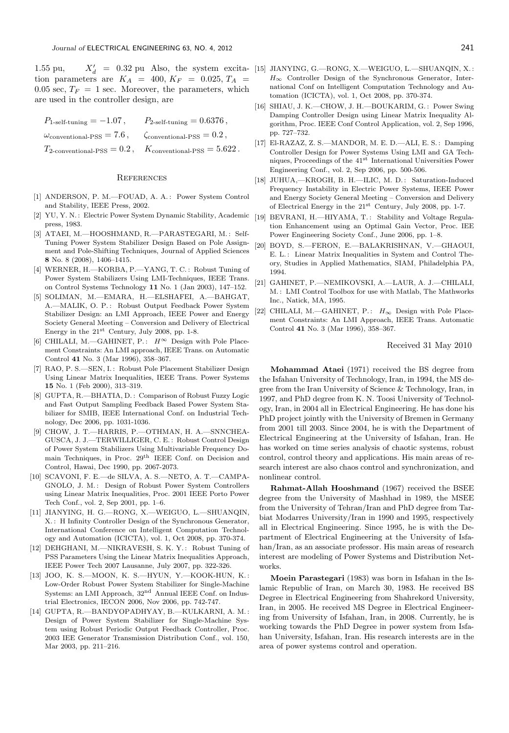1.55 pu, $X'_d = 0.32$ pu Also, the system excitation parameters are $K_A = 400$, $K_F = 0.025$, $T_A = 0.05$ sec, $T_F = 1$ sec. Moreover, the parameters, which are used in the controller design, are

$$P_{\text{1-self-tuning}} = -1.07\,, \qquad P_{\text{2-self-tuning}} = 0.6376\,,$$
$$\omega_{\text{conventional-PSS}} = 7.6\,, \qquad \zeta_{\text{conventional-PSS}} = 0.2\,,$$
$$T_{\text{2-conventional-PSS}} = 0.2\,, \quad K_{\text{conventional-PSS}} = 5.622\,.$$

## References

[1] ANDERSON, P. M.—FOUAD, A. A. : Power System Control and Stability, IEEE Press, 2002.

[2] YU, Y. N. : Electric Power System Dynamic Stability, Academic press, 1983.

[3] ATAEI, M.—HOOSHMAND, R.—PARASTEGARI, M. : Self-Tuning Power System Stabilizer Design Based on Pole Assignment and Pole-Shifting Techniques, Journal of Applied Sciences **8** No. 8 (2008), 1406–1415.

[4] WERNER, H.—KORBA, P.—YANG, T. C. : Robust Tuning of Power System Stabilizers Using LMI-Techniques, IEEE Trans. on Control Systems Technology **11** No. 1 (Jan 2003), 147–152.

[5] SOLIMAN, M.—EMARA, H.—ELSHAFEI, A.—BAHGAT, A.—MALIK, O. P. : Robust Output Feedback Power System Stabilizer Design: an LMI Approach, IEEE Power and Energy Society General Meeting – Conversion and Delivery of Electrical Energy in the 21st Century, July 2008, pp. 1-8.

[6] CHILALI, M.—GAHINET, P. : $H^{\infty}$ Design with Pole Placement Constraints: An LMI approach, IEEE Trans. on Automatic Control **41** No. 3 (Mar 1996), 358–367.

[7] RAO, P. S.—SEN, I. : Robust Pole Placement Stabilizer Design Using Linear Matrix Inequalities, IEEE Trans. Power Systems **15** No. 1 (Feb 2000), 313–319.

[8] GUPTA, R.—BHATIA, D. : Comparison of Robust Fuzzy Logic and Fast Output Sampling Feedback Based Power System Stabilizer for SMIB, IEEE International Conf. on Industrial Technology, Dec 2006, pp. 1031-1036.

[9] CHOW, J. T.—HARRIS, P.—OTHMAN, H. A.—SNNCHEA-GUSCA, J. J.—TERWILLIGER, C. E. : Robust Control Design of Power System Stabilizers Using Multivariable Frequency Domain Techniques, in Proc. 29th IEEE Conf. on Decision and Control, Hawai, Dec 1990, pp. 2067-2073.

[10] SCAVONI, F. E.—de SILVA, A. S.—NETO, A. T.—CAMPAGNOLO, J. M. : Design of Robust Power System Controllers using Linear Matrix Inequalities, Proc. 2001 IEEE Porto Power Tech Conf., vol. 2, Sep 2001, pp. 1–6.

[11] JIANYING, H. G.—RONG, X.—WEIGUO, L.—SHUANQIN, X. : H Infinity Controller Design of the Synchronous Generator, International Conference on Intelligent Computation Technology and Automation (ICICTA), vol. 1, Oct 2008, pp. 370-374.

[12] DEHGHANI, M.—NIKRAVESH, S. K. Y. : Robust Tuning of PSS Parameters Using the Linear Matrix Inequalities Approach, IEEE Power Tech 2007 Lausanne, July 2007, pp. 322-326.

[13] JOO, K. S.—MOON, K. S.—HYUN, Y.—KOOK-HUN, K. : Low-Order Robust Power System Stabilizer for Single-Machine Systems: an LMI Approach, 32nd Annual IEEE Conf. on Industrial Electronics, IECON 2006, Nov 2006, pp. 742-747.

[14] GUPTA, R.—BANDYOPADHYAY, B.—KULKARNI, A. M. : Design of Power System Stabilizer for Single-Machine System using Robust Periodic Output Feedback Controller, Proc. 2003 IEE Generator Transmission Distribution Conf., vol. 150, Mar 2003, pp. 211–216.

[15] JIANYING, G.—RONG, X.—WEIGUO, L.—SHUANQIN, X. : $H_{\infty}$ Controller Design of the Synchronous Generator, International Conf on Intelligent Computation Technology and Automation (ICICTA), vol. 1, Oct 2008, pp. 370-374.

[16] SHIAU, J. K.—CHOW, J. H.—BOUKARIM, G. : Power Swing Damping Controller Design using Linear Matrix Inequality Algorithm, Proc. IEEE Conf Control Application, vol. 2, Sep 1996, pp. 727–732.

[17] El-RAZAZ, Z. S.—MANDOR, M. E. D.—ALI, E. S. : Damping Controller Design for Power Systems Using LMI and GA Techniques, Proceedings of the 41st International Universities Power Engineering Conf., vol. 2, Sep 2006, pp. 500-506.

[18] JUHUA,—KROGH, B. H.—ILIC, M. D. : Saturation-Induced Frequency Instability in Electric Power Systems, IEEE Power and Energy Society General Meeting – Conversion and Delivery of Electrical Energy in the 21st Century, July 2008, pp. 1-7.

[19] BEVRANI, H.—HIYAMA, T. : Stability and Voltage Regulation Enhancement using an Optimal Gain Vector, Proc. IEE Power Engineering Society Conf., June 2006, pp. 1–8.

[20] BOYD, S.—FERON, E.—BALAKRISHNAN, V.—GHAOUI, E. L. : Linear Matrix Inequalities in System and Control Theory, Studies in Applied Mathematics, SIAM, Philadelphia PA, 1994.

[21] GAHINET, P.—NEMIKOVSKI, A.—LAUR, A. J.—CHILALI, M. : LMI Control Toolbox for use with Matlab, The Mathworks Inc., Natick, MA, 1995.

[22] CHILALI, M.—GAHINET, P. : $H_{\infty}$ Design with Pole Placement Constraints: An LMI Approach, IEEE Trans. Automatic Control **41** No. 3 (Mar 1996), 358–367.

Received 31 May 2010

**Mohammad Ataei** (1971) received the BS degree from the Isfahan University of Technology, Iran, in 1994, the MS degree from the Iran University of Science & Technology, Iran, in 1997, and PhD degree from K. N. Toosi University of Technology, Iran, in 2004 all in Electrical Engineering. He has done his PhD project jointly with the University of Bremen in Germany from 2001 till 2003. Since 2004, he is with the Department of Electrical Engineering at the University of Isfahan, Iran. He has worked on time series analysis of chaotic systems, robust control, control theory and applications. His main areas of research interest are also chaos control and synchronization, and nonlinear control.

**Rahmat-Allah Hooshmand** (1967) received the BSEE degree from the University of Mashhad in 1989, the MSEE from the University of Tehran/Iran and PhD degree from Tarbiat Modarres University/Iran in 1990 and 1995, respectively all in Electrical Engineering. Since 1995, he is with the Department of Electrical Engineering at the University of Isfahan/Iran, as an associate professor. His main areas of research interest are modeling of Power Systems and Distribution Networks.

**Moein Parastegari** (1983) was born in Isfahan in the Islamic Republic of Iran, on March 30, 1983. He received BS Degree in Electrical Engineering from Shahrekord University, Iran, in 2005. He received MS Degree in Electrical Engineering from University of Isfahan, Iran, in 2008. Currently, he is working towards the PhD Degree in power system from Isfahan University, Isfahan, Iran. His research interests are in the area of power systems control and operation.